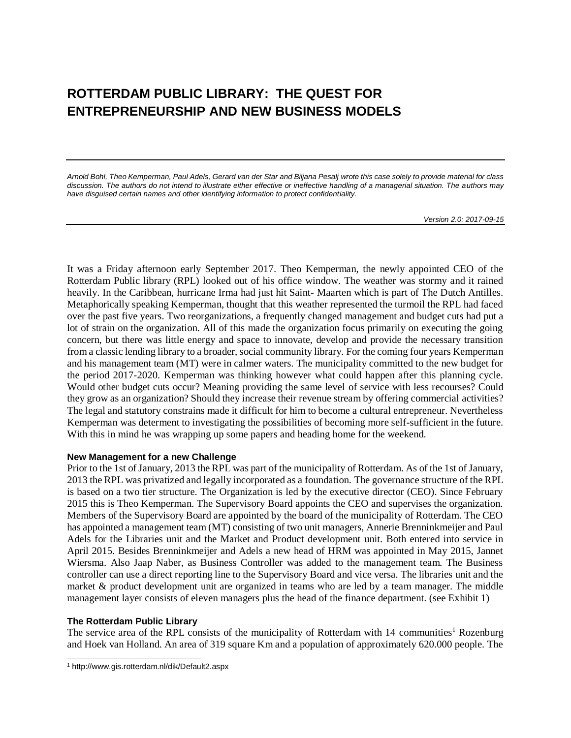# ROTTERDAM PUBLIC LIBRARY: THE QUEST FOR ENTREPRENEURSHIP AND NEW BUSINESS MODELS

---

*Arnold Bohl, Theo Kemperman, Paul Adels, Gerard van der Star and Biljana Pesalj wrote this case solely to provide material for class discussion. The authors do not intend to illustrate either effective or ineffective handling of a managerial situation. The authors may have disguised certain names and other identifying information to protect confidentiality.*

*Version 2.0: 2017-09-15*

---

It was a Friday afternoon early September 2017. Theo Kemperman, the newly appointed CEO of the Rotterdam Public library (RPL) looked out of his office window. The weather was stormy and it rained heavily. In the Caribbean, hurricane Irma had just hit Saint- Maarten which is part of The Dutch Antilles. Metaphorically speaking Kemperman, thought that this weather represented the turmoil the RPL had faced over the past five years. Two reorganizations, a frequently changed management and budget cuts had put a lot of strain on the organization. All of this made the organization focus primarily on executing the going concern, but there was little energy and space to innovate, develop and provide the necessary transition from a classic lending library to a broader, social community library. For the coming four years Kemperman and his management team (MT) were in calmer waters. The municipality committed to the new budget for the period 2017-2020. Kemperman was thinking however what could happen after this planning cycle. Would other budget cuts occur? Meaning providing the same level of service with less recourses? Could they grow as an organization? Should they increase their revenue stream by offering commercial activities? The legal and statutory constrains made it difficult for him to become a cultural entrepreneur. Nevertheless Kemperman was determent to investigating the possibilities of becoming more self-sufficient in the future. With this in mind he was wrapping up some papers and heading home for the weekend.

#### New Management for a new Challenge

Prior to the 1st of January, 2013 the RPL was part of the municipality of Rotterdam. As of the 1st of January, 2013 the RPL was privatized and legally incorporated as a foundation. The governance structure of the RPL is based on a two tier structure. The Organization is led by the executive director (CEO). Since February 2015 this is Theo Kemperman. The Supervisory Board appoints the CEO and supervises the organization. Members of the Supervisory Board are appointed by the board of the municipality of Rotterdam. The CEO has appointed a management team (MT) consisting of two unit managers, Annerie Brenninkmeijer and Paul Adels for the Libraries unit and the Market and Product development unit. Both entered into service in April 2015. Besides Brenninkmeijer and Adels a new head of HRM was appointed in May 2015, Jannet Wiersma. Also Jaap Naber, as Business Controller was added to the management team. The Business controller can use a direct reporting line to the Supervisory Board and vice versa. The libraries unit and the market & product development unit are organized in teams who are led by a team manager. The middle management layer consists of eleven managers plus the head of the finance department. (see Exhibit 1)

#### The Rotterdam Public Library

The service area of the RPL consists of the municipality of Rotterdam with 14 communities[1] Rozenburg and Hoek van Holland. An area of 319 square Km and a population of approximately 620.000 people. The

[1] http://www.gis.rotterdam.nl/dik/Default2.aspx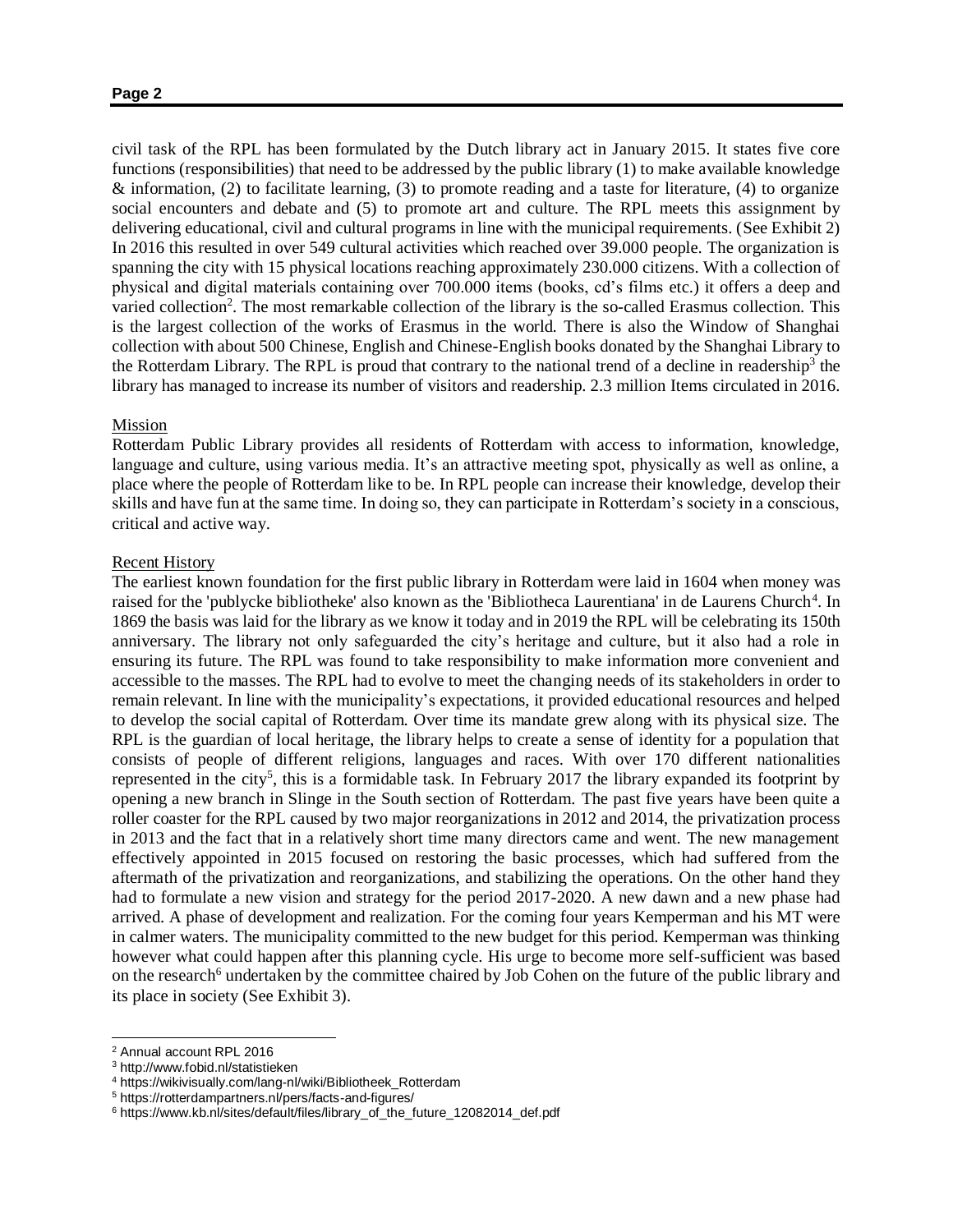civil task of the RPL has been formulated by the Dutch library act in January 2015. It states five core functions (responsibilities) that need to be addressed by the public library (1) to make available knowledge & information, (2) to facilitate learning, (3) to promote reading and a taste for literature, (4) to organize social encounters and debate and (5) to promote art and culture. The RPL meets this assignment by delivering educational, civil and cultural programs in line with the municipal requirements. (See Exhibit 2) In 2016 this resulted in over 549 cultural activities which reached over 39.000 people. The organization is spanning the city with 15 physical locations reaching approximately 230.000 citizens. With a collection of physical and digital materials containing over 700.000 items (books, cd's films etc.) it offers a deep and varied collection[2]. The most remarkable collection of the library is the so-called Erasmus collection. This is the largest collection of the works of Erasmus in the world. There is also the Window of Shanghai collection with about 500 Chinese, English and Chinese-English books donated by the Shanghai Library to the Rotterdam Library. The RPL is proud that contrary to the national trend of a decline in readership[3] the library has managed to increase its number of visitors and readership. 2.3 million Items circulated in 2016.

## Mission

Rotterdam Public Library provides all residents of Rotterdam with access to information, knowledge, language and culture, using various media. It's an attractive meeting spot, physically as well as online, a place where the people of Rotterdam like to be. In RPL people can increase their knowledge, develop their skills and have fun at the same time. In doing so, they can participate in Rotterdam's society in a conscious, critical and active way.

## Recent History

The earliest known foundation for the first public library in Rotterdam were laid in 1604 when money was raised for the 'publycke bibliotheke' also known as the 'Bibliotheca Laurentiana' in de Laurens Church[4]. In 1869 the basis was laid for the library as we know it today and in 2019 the RPL will be celebrating its 150th anniversary. The library not only safeguarded the city's heritage and culture, but it also had a role in ensuring its future. The RPL was found to take responsibility to make information more convenient and accessible to the masses. The RPL had to evolve to meet the changing needs of its stakeholders in order to remain relevant. In line with the municipality's expectations, it provided educational resources and helped to develop the social capital of Rotterdam. Over time its mandate grew along with its physical size. The RPL is the guardian of local heritage, the library helps to create a sense of identity for a population that consists of people of different religions, languages and races. With over 170 different nationalities represented in the city[5], this is a formidable task. In February 2017 the library expanded its footprint by opening a new branch in Slinge in the South section of Rotterdam. The past five years have been quite a roller coaster for the RPL caused by two major reorganizations in 2012 and 2014, the privatization process in 2013 and the fact that in a relatively short time many directors came and went. The new management effectively appointed in 2015 focused on restoring the basic processes, which had suffered from the aftermath of the privatization and reorganizations, and stabilizing the operations. On the other hand they had to formulate a new vision and strategy for the period 2017-2020. A new dawn and a new phase had arrived. A phase of development and realization. For the coming four years Kemperman and his MT were in calmer waters. The municipality committed to the new budget for this period. Kemperman was thinking however what could happen after this planning cycle. His urge to become more self-sufficient was based on the research[6] undertaken by the committee chaired by Job Cohen on the future of the public library and its place in society (See Exhibit 3).

---

[2] Annual account RPL 2016
[3] http://www.fobid.nl/statistieken
[4] https://wikivisually.com/lang-nl/wiki/Bibliotheek_Rotterdam
[5] https://rotterdampartners.nl/pers/facts-and-figures/
[6] https://www.kb.nl/sites/default/files/library_of_the_future_12082014_def.pdf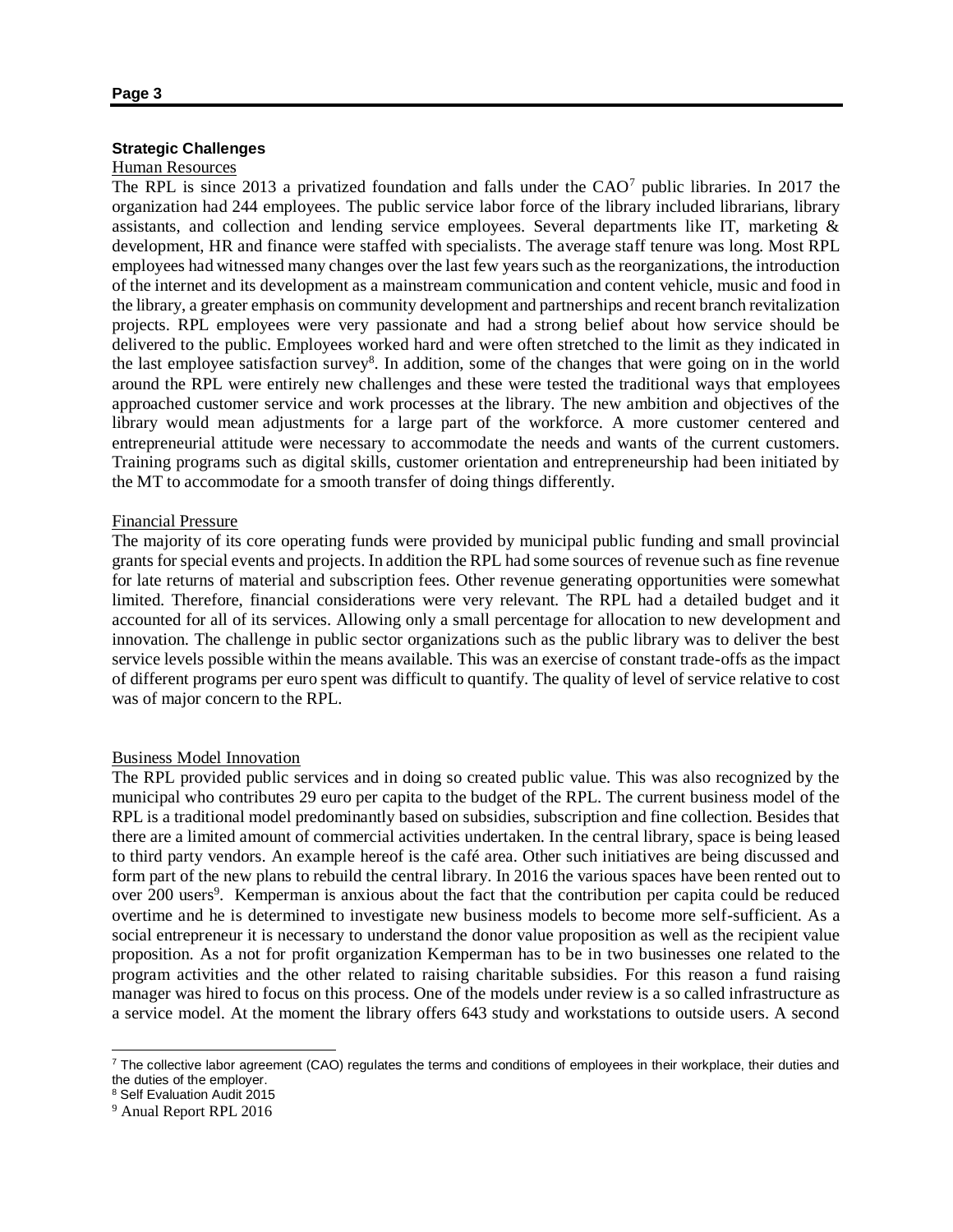### Strategic Challenges

Human Resources

The RPL is since 2013 a privatized foundation and falls under the CAO[7] public libraries. In 2017 the organization had 244 employees. The public service labor force of the library included librarians, library assistants, and collection and lending service employees. Several departments like IT, marketing & development, HR and finance were staffed with specialists. The average staff tenure was long. Most RPL employees had witnessed many changes over the last few years such as the reorganizations, the introduction of the internet and its development as a mainstream communication and content vehicle, music and food in the library, a greater emphasis on community development and partnerships and recent branch revitalization projects. RPL employees were very passionate and had a strong belief about how service should be delivered to the public. Employees worked hard and were often stretched to the limit as they indicated in the last employee satisfaction survey[8]. In addition, some of the changes that were going on in the world around the RPL were entirely new challenges and these were tested the traditional ways that employees approached customer service and work processes at the library. The new ambition and objectives of the library would mean adjustments for a large part of the workforce. A more customer centered and entrepreneurial attitude were necessary to accommodate the needs and wants of the current customers. Training programs such as digital skills, customer orientation and entrepreneurship had been initiated by the MT to accommodate for a smooth transfer of doing things differently.

Financial Pressure

The majority of its core operating funds were provided by municipal public funding and small provincial grants for special events and projects. In addition the RPL had some sources of revenue such as fine revenue for late returns of material and subscription fees. Other revenue generating opportunities were somewhat limited. Therefore, financial considerations were very relevant. The RPL had a detailed budget and it accounted for all of its services. Allowing only a small percentage for allocation to new development and innovation. The challenge in public sector organizations such as the public library was to deliver the best service levels possible within the means available. This was an exercise of constant trade-offs as the impact of different programs per euro spent was difficult to quantify. The quality of level of service relative to cost was of major concern to the RPL.

Business Model Innovation

The RPL provided public services and in doing so created public value. This was also recognized by the municipal who contributes 29 euro per capita to the budget of the RPL. The current business model of the RPL is a traditional model predominantly based on subsidies, subscription and fine collection. Besides that there are a limited amount of commercial activities undertaken. In the central library, space is being leased to third party vendors. An example hereof is the café area. Other such initiatives are being discussed and form part of the new plans to rebuild the central library. In 2016 the various spaces have been rented out to over 200 users[9]. Kemperman is anxious about the fact that the contribution per capita could be reduced overtime and he is determined to investigate new business models to become more self-sufficient. As a social entrepreneur it is necessary to understand the donor value proposition as well as the recipient value proposition. As a not for profit organization Kemperman has to be in two businesses one related to the program activities and the other related to raising charitable subsidies. For this reason a fund raising manager was hired to focus on this process. One of the models under review is a so called infrastructure as a service model. At the moment the library offers 643 study and workstations to outside users. A second

---

[7] The collective labor agreement (CAO) regulates the terms and conditions of employees in their workplace, their duties and the duties of the employer.

[8] Self Evaluation Audit 2015

[9] Anual Report RPL 2016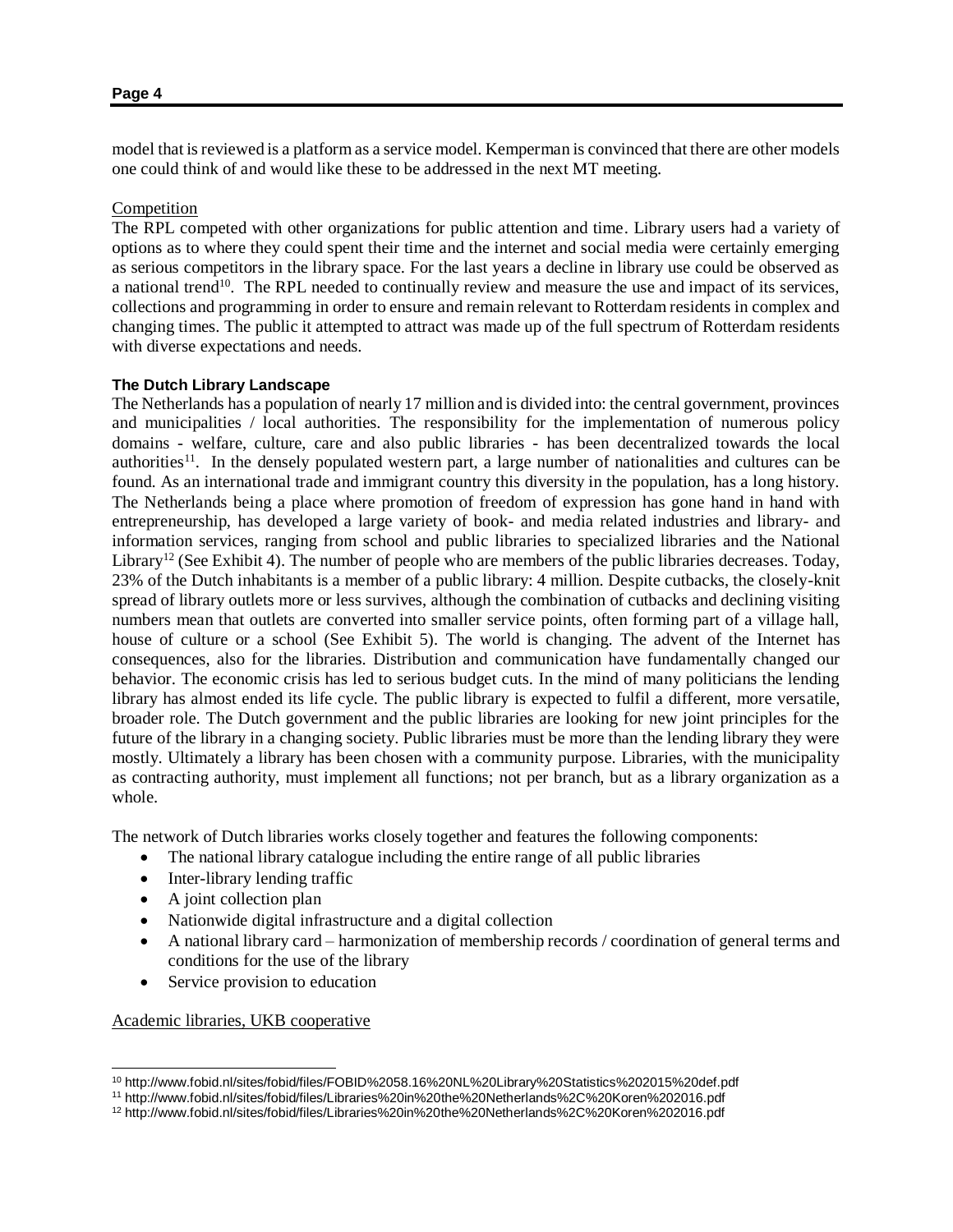model that is reviewed is a platform as a service model. Kemperman is convinced that there are other models one could think of and would like these to be addressed in the next MT meeting.

Competition

The RPL competed with other organizations for public attention and time. Library users had a variety of options as to where they could spent their time and the internet and social media were certainly emerging as serious competitors in the library space. For the last years a decline in library use could be observed as a national trend[10]. The RPL needed to continually review and measure the use and impact of its services, collections and programming in order to ensure and remain relevant to Rotterdam residents in complex and changing times. The public it attempted to attract was made up of the full spectrum of Rotterdam residents with diverse expectations and needs.

**The Dutch Library Landscape**

The Netherlands has a population of nearly 17 million and is divided into: the central government, provinces and municipalities / local authorities. The responsibility for the implementation of numerous policy domains - welfare, culture, care and also public libraries - has been decentralized towards the local authorities[11]. In the densely populated western part, a large number of nationalities and cultures can be found. As an international trade and immigrant country this diversity in the population, has a long history. The Netherlands being a place where promotion of freedom of expression has gone hand in hand with entrepreneurship, has developed a large variety of book- and media related industries and library- and information services, ranging from school and public libraries to specialized libraries and the National Library[12] (See Exhibit 4). The number of people who are members of the public libraries decreases. Today, 23% of the Dutch inhabitants is a member of a public library: 4 million. Despite cutbacks, the closely-knit spread of library outlets more or less survives, although the combination of cutbacks and declining visiting numbers mean that outlets are converted into smaller service points, often forming part of a village hall, house of culture or a school (See Exhibit 5). The world is changing. The advent of the Internet has consequences, also for the libraries. Distribution and communication have fundamentally changed our behavior. The economic crisis has led to serious budget cuts. In the mind of many politicians the lending library has almost ended its life cycle. The public library is expected to fulfil a different, more versatile, broader role. The Dutch government and the public libraries are looking for new joint principles for the future of the library in a changing society. Public libraries must be more than the lending library they were mostly. Ultimately a library has been chosen with a community purpose. Libraries, with the municipality as contracting authority, must implement all functions; not per branch, but as a library organization as a whole.

The network of Dutch libraries works closely together and features the following components:

- The national library catalogue including the entire range of all public libraries
- Inter-library lending traffic
- A joint collection plan
- Nationwide digital infrastructure and a digital collection
- A national library card – harmonization of membership records / coordination of general terms and conditions for the use of the library
- Service provision to education

Academic libraries, UKB cooperative

[10] http://www.fobid.nl/sites/fobid/files/FOBID%2058.16%20NL%20Library%20Statistics%202015%20def.pdf

[11] http://www.fobid.nl/sites/fobid/files/Libraries%20in%20the%20Netherlands%2C%20Koren%202016.pdf

[12] http://www.fobid.nl/sites/fobid/files/Libraries%20in%20the%20Netherlands%2C%20Koren%202016.pdf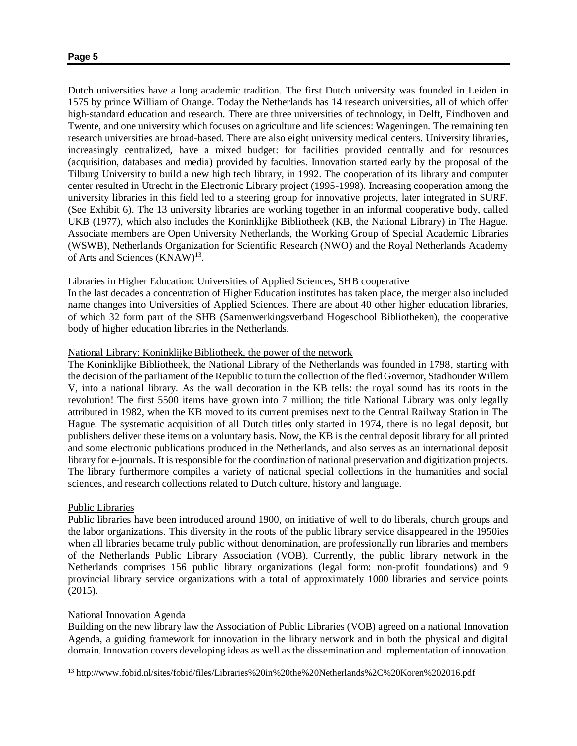Dutch universities have a long academic tradition. The first Dutch university was founded in Leiden in 1575 by prince William of Orange. Today the Netherlands has 14 research universities, all of which offer high-standard education and research. There are three universities of technology, in Delft, Eindhoven and Twente, and one university which focuses on agriculture and life sciences: Wageningen. The remaining ten research universities are broad-based. There are also eight university medical centers. University libraries, increasingly centralized, have a mixed budget: for facilities provided centrally and for resources (acquisition, databases and media) provided by faculties. Innovation started early by the proposal of the Tilburg University to build a new high tech library, in 1992. The cooperation of its library and computer center resulted in Utrecht in the Electronic Library project (1995-1998). Increasing cooperation among the university libraries in this field led to a steering group for innovative projects, later integrated in SURF. (See Exhibit 6). The 13 university libraries are working together in an informal cooperative body, called UKB (1977), which also includes the Koninklijke Bibliotheek (KB, the National Library) in The Hague. Associate members are Open University Netherlands, the Working Group of Special Academic Libraries (WSWB), Netherlands Organization for Scientific Research (NWO) and the Royal Netherlands Academy of Arts and Sciences (KNAW)[13].

Libraries in Higher Education: Universities of Applied Sciences, SHB cooperative

In the last decades a concentration of Higher Education institutes has taken place, the merger also included name changes into Universities of Applied Sciences. There are about 40 other higher education libraries, of which 32 form part of the SHB (Samenwerkingsverband Hogeschool Bibliotheken), the cooperative body of higher education libraries in the Netherlands.

National Library: Koninklijke Bibliotheek, the power of the network

The Koninklijke Bibliotheek, the National Library of the Netherlands was founded in 1798, starting with the decision of the parliament of the Republic to turn the collection of the fled Governor, Stadhouder Willem V, into a national library. As the wall decoration in the KB tells: the royal sound has its roots in the revolution! The first 5500 items have grown into 7 million; the title National Library was only legally attributed in 1982, when the KB moved to its current premises next to the Central Railway Station in The Hague. The systematic acquisition of all Dutch titles only started in 1974, there is no legal deposit, but publishers deliver these items on a voluntary basis. Now, the KB is the central deposit library for all printed and some electronic publications produced in the Netherlands, and also serves as an international deposit library for e-journals. It is responsible for the coordination of national preservation and digitization projects. The library furthermore compiles a variety of national special collections in the humanities and social sciences, and research collections related to Dutch culture, history and language.

Public Libraries

Public libraries have been introduced around 1900, on initiative of well to do liberals, church groups and the labor organizations. This diversity in the roots of the public library service disappeared in the 1950ies when all libraries became truly public without denomination, are professionally run libraries and members of the Netherlands Public Library Association (VOB). Currently, the public library network in the Netherlands comprises 156 public library organizations (legal form: non-profit foundations) and 9 provincial library service organizations with a total of approximately 1000 libraries and service points (2015).

National Innovation Agenda

Building on the new library law the Association of Public Libraries (VOB) agreed on a national Innovation Agenda, a guiding framework for innovation in the library network and in both the physical and digital domain. Innovation covers developing ideas as well as the dissemination and implementation of innovation.

[13] http://www.fobid.nl/sites/fobid/files/Libraries%20in%20the%20Netherlands%2C%20Koren%202016.pdf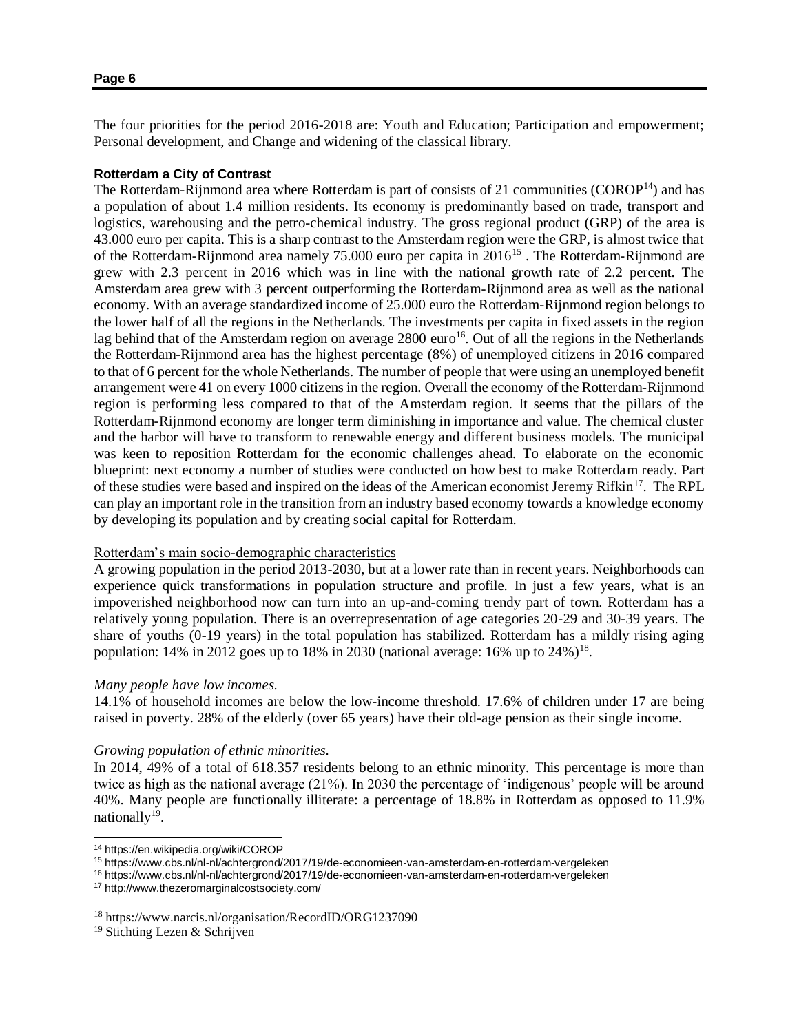The four priorities for the period 2016-2018 are: Youth and Education; Participation and empowerment; Personal development, and Change and widening of the classical library.

### Rotterdam a City of Contrast

The Rotterdam-Rijnmond area where Rotterdam is part of consists of 21 communities (COROP[14]) and has a population of about 1.4 million residents. Its economy is predominantly based on trade, transport and logistics, warehousing and the petro-chemical industry. The gross regional product (GRP) of the area is 43.000 euro per capita. This is a sharp contrast to the Amsterdam region were the GRP, is almost twice that of the Rotterdam-Rijnmond area namely 75.000 euro per capita in 2016[15] . The Rotterdam-Rijnmond are grew with 2.3 percent in 2016 which was in line with the national growth rate of 2.2 percent. The Amsterdam area grew with 3 percent outperforming the Rotterdam-Rijnmond area as well as the national economy. With an average standardized income of 25.000 euro the Rotterdam-Rijnmond region belongs to the lower half of all the regions in the Netherlands. The investments per capita in fixed assets in the region lag behind that of the Amsterdam region on average 2800 euro[16]. Out of all the regions in the Netherlands the Rotterdam-Rijnmond area has the highest percentage (8%) of unemployed citizens in 2016 compared to that of 6 percent for the whole Netherlands. The number of people that were using an unemployed benefit arrangement were 41 on every 1000 citizens in the region. Overall the economy of the Rotterdam-Rijnmond region is performing less compared to that of the Amsterdam region. It seems that the pillars of the Rotterdam-Rijnmond economy are longer term diminishing in importance and value. The chemical cluster and the harbor will have to transform to renewable energy and different business models. The municipal was keen to reposition Rotterdam for the economic challenges ahead. To elaborate on the economic blueprint: next economy a number of studies were conducted on how best to make Rotterdam ready. Part of these studies were based and inspired on the ideas of the American economist Jeremy Rifkin[17]. The RPL can play an important role in the transition from an industry based economy towards a knowledge economy by developing its population and by creating social capital for Rotterdam.

Rotterdam's main socio-demographic characteristics

A growing population in the period 2013-2030, but at a lower rate than in recent years. Neighborhoods can experience quick transformations in population structure and profile. In just a few years, what is an impoverished neighborhood now can turn into an up-and-coming trendy part of town. Rotterdam has a relatively young population. There is an overrepresentation of age categories 20-29 and 30-39 years. The share of youths (0-19 years) in the total population has stabilized. Rotterdam has a mildly rising aging population: 14% in 2012 goes up to 18% in 2030 (national average: 16% up to 24%)[18].

*Many people have low incomes.*

14.1% of household incomes are below the low-income threshold. 17.6% of children under 17 are being raised in poverty. 28% of the elderly (over 65 years) have their old-age pension as their single income.

*Growing population of ethnic minorities.*

In 2014, 49% of a total of 618.357 residents belong to an ethnic minority. This percentage is more than twice as high as the national average (21%). In 2030 the percentage of 'indigenous' people will be around 40%. Many people are functionally illiterate: a percentage of 18.8% in Rotterdam as opposed to 11.9% nationally[19].

---

[14] https://en.wikipedia.org/wiki/COROP

[15] https://www.cbs.nl/nl-nl/achtergrond/2017/19/de-economieen-van-amsterdam-en-rotterdam-vergeleken

[16] https://www.cbs.nl/nl-nl/achtergrond/2017/19/de-economieen-van-amsterdam-en-rotterdam-vergeleken

[17] http://www.thezeromarginalcostsociety.com/

[18] https://www.narcis.nl/organisation/RecordID/ORG1237090

[19] Stichting Lezen & Schrijven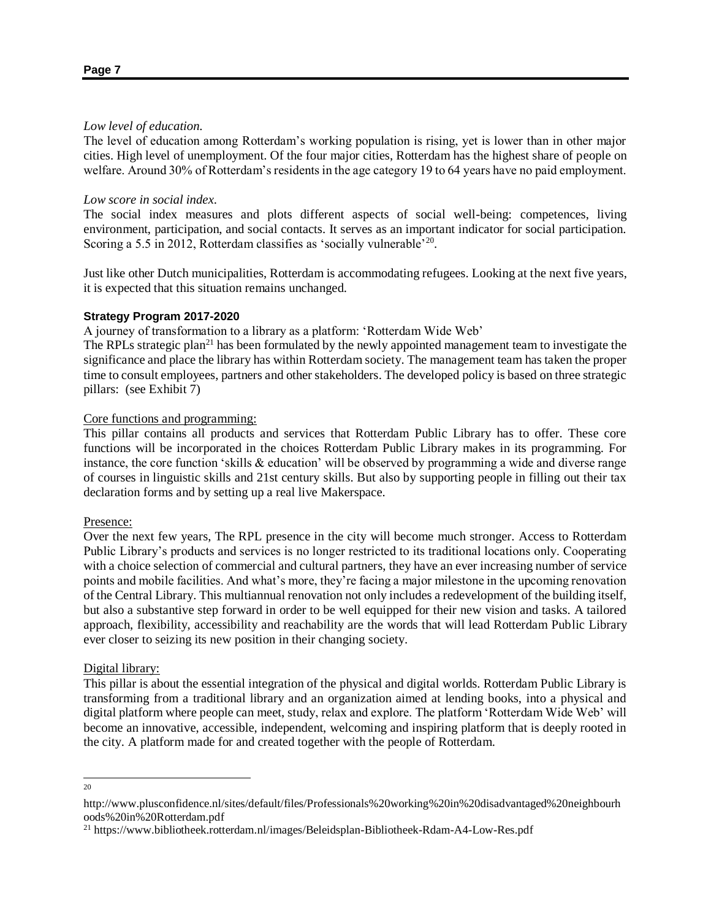*Low level of education.*

The level of education among Rotterdam's working population is rising, yet is lower than in other major cities. High level of unemployment. Of the four major cities, Rotterdam has the highest share of people on welfare. Around 30% of Rotterdam's residents in the age category 19 to 64 years have no paid employment.

*Low score in social index.*

The social index measures and plots different aspects of social well-being: competences, living environment, participation, and social contacts. It serves as an important indicator for social participation. Scoring a 5.5 in 2012, Rotterdam classifies as 'socially vulnerable'[20].

Just like other Dutch municipalities, Rotterdam is accommodating refugees. Looking at the next five years, it is expected that this situation remains unchanged.

**Strategy Program 2017-2020**

A journey of transformation to a library as a platform: 'Rotterdam Wide Web'

The RPLs strategic plan[21] has been formulated by the newly appointed management team to investigate the significance and place the library has within Rotterdam society. The management team has taken the proper time to consult employees, partners and other stakeholders. The developed policy is based on three strategic pillars: (see Exhibit 7)

<u>Core functions and programming:</u>

This pillar contains all products and services that Rotterdam Public Library has to offer. These core functions will be incorporated in the choices Rotterdam Public Library makes in its programming. For instance, the core function 'skills & education' will be observed by programming a wide and diverse range of courses in linguistic skills and 21st century skills. But also by supporting people in filling out their tax declaration forms and by setting up a real live Makerspace.

<u>Presence:</u>

Over the next few years, The RPL presence in the city will become much stronger. Access to Rotterdam Public Library's products and services is no longer restricted to its traditional locations only. Cooperating with a choice selection of commercial and cultural partners, they have an ever increasing number of service points and mobile facilities. And what's more, they're facing a major milestone in the upcoming renovation of the Central Library. This multiannual renovation not only includes a redevelopment of the building itself, but also a substantive step forward in order to be well equipped for their new vision and tasks. A tailored approach, flexibility, accessibility and reachability are the words that will lead Rotterdam Public Library ever closer to seizing its new position in their changing society.

<u>Digital library:</u>

This pillar is about the essential integration of the physical and digital worlds. Rotterdam Public Library is transforming from a traditional library and an organization aimed at lending books, into a physical and digital platform where people can meet, study, relax and explore. The platform 'Rotterdam Wide Web' will become an innovative, accessible, independent, welcoming and inspiring platform that is deeply rooted in the city. A platform made for and created together with the people of Rotterdam.

---

[20] http://www.plusconfidence.nl/sites/default/files/Professionals%20working%20in%20disadvantaged%20neighbourhoods%20in%20Rotterdam.pdf

[21] https://www.bibliotheek.rotterdam.nl/images/Beleidsplan-Bibliotheek-Rdam-A4-Low-Res.pdf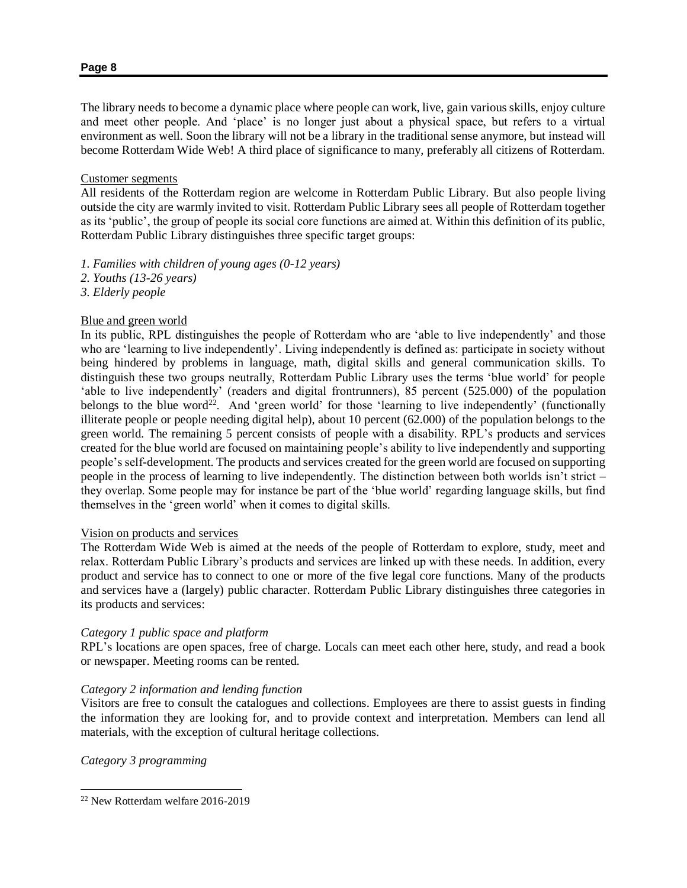The library needs to become a dynamic place where people can work, live, gain various skills, enjoy culture and meet other people. And 'place' is no longer just about a physical space, but refers to a virtual environment as well. Soon the library will not be a library in the traditional sense anymore, but instead will become Rotterdam Wide Web! A third place of significance to many, preferably all citizens of Rotterdam.

Customer segments

All residents of the Rotterdam region are welcome in Rotterdam Public Library. But also people living outside the city are warmly invited to visit. Rotterdam Public Library sees all people of Rotterdam together as its 'public', the group of people its social core functions are aimed at. Within this definition of its public, Rotterdam Public Library distinguishes three specific target groups:

*1. Families with children of young ages (0-12 years)*
*2. Youths (13-26 years)*
*3. Elderly people*

Blue and green world

In its public, RPL distinguishes the people of Rotterdam who are 'able to live independently' and those who are 'learning to live independently'. Living independently is defined as: participate in society without being hindered by problems in language, math, digital skills and general communication skills. To distinguish these two groups neutrally, Rotterdam Public Library uses the terms 'blue world' for people 'able to live independently' (readers and digital frontrunners), 85 percent (525.000) of the population belongs to the blue word[22]. And 'green world' for those 'learning to live independently' (functionally illiterate people or people needing digital help), about 10 percent (62.000) of the population belongs to the green world. The remaining 5 percent consists of people with a disability. RPL's products and services created for the blue world are focused on maintaining people's ability to live independently and supporting people's self-development. The products and services created for the green world are focused on supporting people in the process of learning to live independently. The distinction between both worlds isn't strict – they overlap. Some people may for instance be part of the 'blue world' regarding language skills, but find themselves in the 'green world' when it comes to digital skills.

Vision on products and services

The Rotterdam Wide Web is aimed at the needs of the people of Rotterdam to explore, study, meet and relax. Rotterdam Public Library's products and services are linked up with these needs. In addition, every product and service has to connect to one or more of the five legal core functions. Many of the products and services have a (largely) public character. Rotterdam Public Library distinguishes three categories in its products and services:

*Category 1 public space and platform*

RPL's locations are open spaces, free of charge. Locals can meet each other here, study, and read a book or newspaper. Meeting rooms can be rented.

*Category 2 information and lending function*

Visitors are free to consult the catalogues and collections. Employees are there to assist guests in finding the information they are looking for, and to provide context and interpretation. Members can lend all materials, with the exception of cultural heritage collections.

*Category 3 programming*

[22] New Rotterdam welfare 2016-2019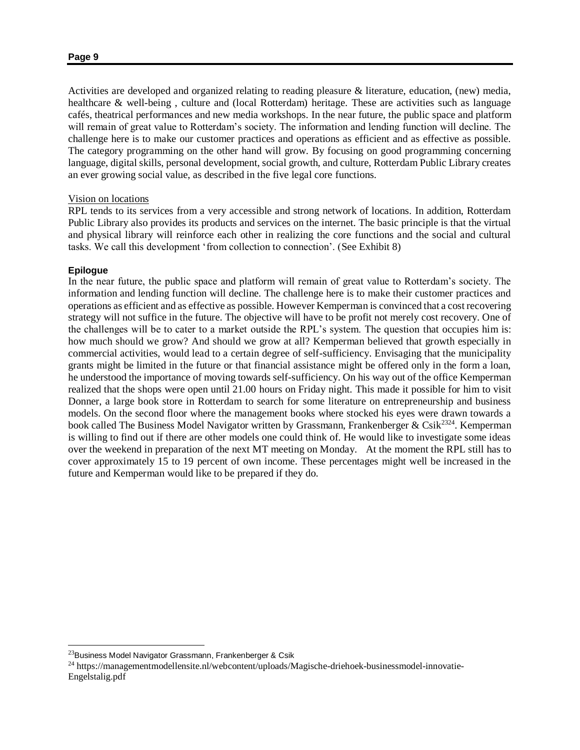Activities are developed and organized relating to reading pleasure & literature, education, (new) media, healthcare & well-being , culture and (local Rotterdam) heritage. These are activities such as language cafés, theatrical performances and new media workshops. In the near future, the public space and platform will remain of great value to Rotterdam's society. The information and lending function will decline. The challenge here is to make our customer practices and operations as efficient and as effective as possible. The category programming on the other hand will grow. By focusing on good programming concerning language, digital skills, personal development, social growth, and culture, Rotterdam Public Library creates an ever growing social value, as described in the five legal core functions.

Vision on locations

RPL tends to its services from a very accessible and strong network of locations. In addition, Rotterdam Public Library also provides its products and services on the internet. The basic principle is that the virtual and physical library will reinforce each other in realizing the core functions and the social and cultural tasks. We call this development 'from collection to connection'. (See Exhibit 8)

**Epilogue**

In the near future, the public space and platform will remain of great value to Rotterdam's society. The information and lending function will decline. The challenge here is to make their customer practices and operations as efficient and as effective as possible. However Kemperman is convinced that a cost recovering strategy will not suffice in the future. The objective will have to be profit not merely cost recovery. One of the challenges will be to cater to a market outside the RPL's system. The question that occupies him is: how much should we grow? And should we grow at all? Kemperman believed that growth especially in commercial activities, would lead to a certain degree of self-sufficiency. Envisaging that the municipality grants might be limited in the future or that financial assistance might be offered only in the form a loan, he understood the importance of moving towards self-sufficiency. On his way out of the office Kemperman realized that the shops were open until 21.00 hours on Friday night. This made it possible for him to visit Donner, a large book store in Rotterdam to search for some literature on entrepreneurship and business models. On the second floor where the management books where stocked his eyes were drawn towards a book called The Business Model Navigator written by Grassmann, Frankenberger & Csik[23][24]. Kemperman is willing to find out if there are other models one could think of. He would like to investigate some ideas over the weekend in preparation of the next MT meeting on Monday. At the moment the RPL still has to cover approximately 15 to 19 percent of own income. These percentages might well be increased in the future and Kemperman would like to be prepared if they do.

---

[23] Business Model Navigator Grassmann, Frankenberger & Csik

[24] https://managementmodellensite.nl/webcontent/uploads/Magische-driehoek-businessmodel-innovatie-Engelstalig.pdf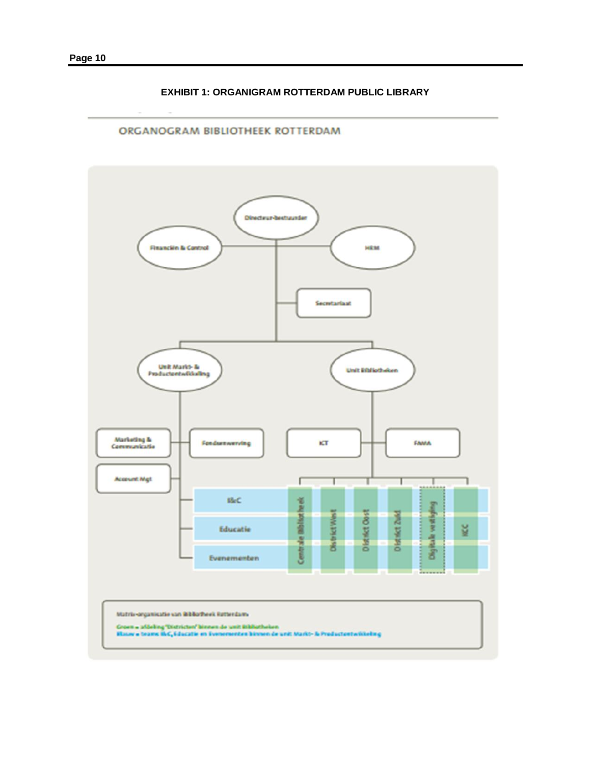**EXHIBIT 1: ORGANIGRAM ROTTERDAM PUBLIC LIBRARY**

ORGANOGRAM BIBLIOTHEEK ROTTERDAM

Directeur-bestuurder

Financiën & Control

HRM

Secretariaat

Unit Markt- & Productontwikkeling

Unit Bibliotheken

Marketing & Communicatie

Fondsenwerving

Account Mgt

ICT

FAMA

I&C

Educatie

Evenementen

Centrale Bibliotheek

District West

District Oost

District Zuid

Digitale vestiging

KCC

Matrix-organisatie van Bibliotheek Rotterdam

Groen = afdeling 'Districten' binnen de unit Bibliotheken
Blauw = teams I&C, Educatie en Evenementen binnen de unit Markt- & Productontwikkeling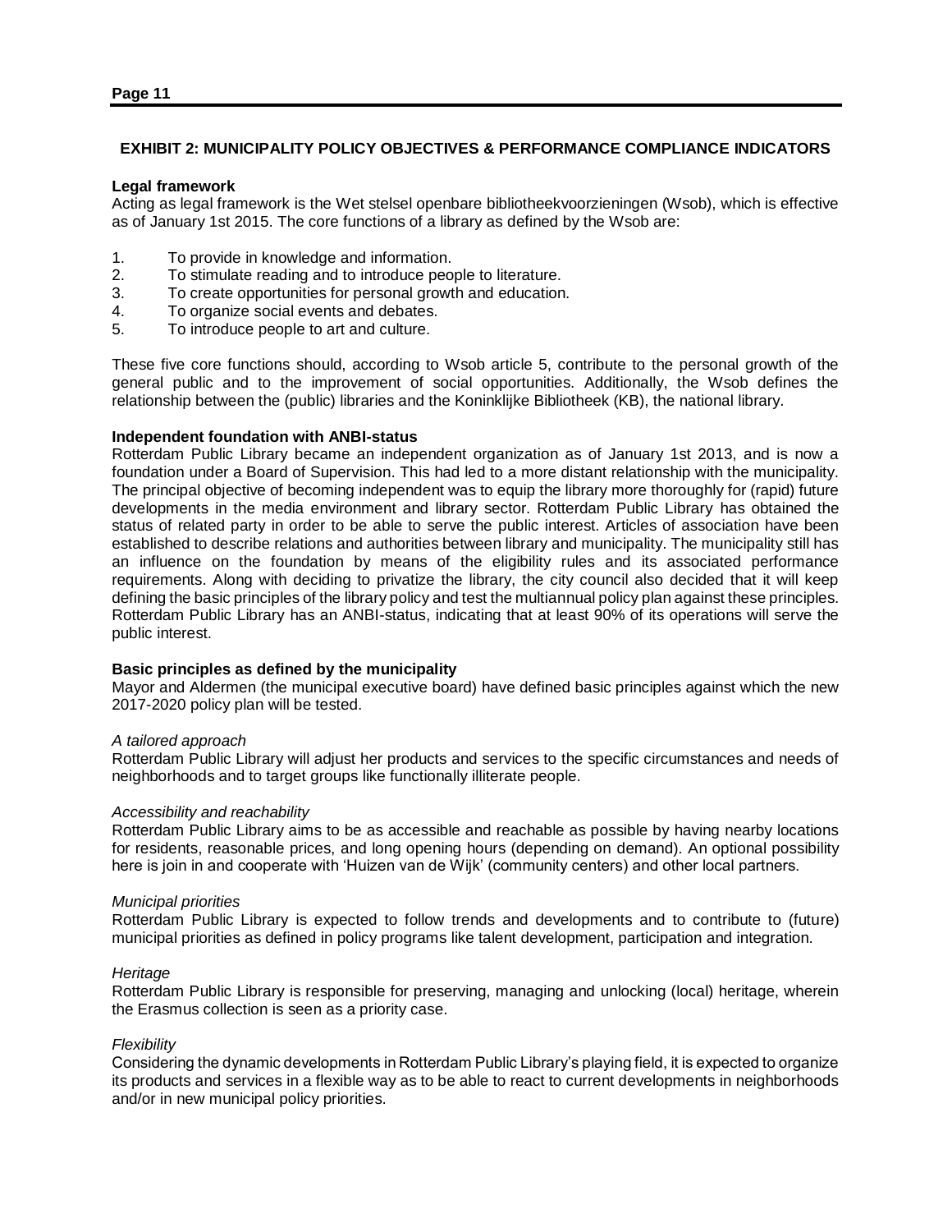## EXHIBIT 2: MUNICIPALITY POLICY OBJECTIVES & PERFORMANCE COMPLIANCE INDICATORS

**Legal framework**

Acting as legal framework is the Wet stelsel openbare bibliotheekvoorzieningen (Wsob), which is effective as of January 1st 2015. The core functions of a library as defined by the Wsob are:

1. To provide in knowledge and information.
2. To stimulate reading and to introduce people to literature.
3. To create opportunities for personal growth and education.
4. To organize social events and debates.
5. To introduce people to art and culture.

These five core functions should, according to Wsob article 5, contribute to the personal growth of the general public and to the improvement of social opportunities. Additionally, the Wsob defines the relationship between the (public) libraries and the Koninklijke Bibliotheek (KB), the national library.

**Independent foundation with ANBI-status**

Rotterdam Public Library became an independent organization as of January 1st 2013, and is now a foundation under a Board of Supervision. This had led to a more distant relationship with the municipality. The principal objective of becoming independent was to equip the library more thoroughly for (rapid) future developments in the media environment and library sector. Rotterdam Public Library has obtained the status of related party in order to be able to serve the public interest. Articles of association have been established to describe relations and authorities between library and municipality. The municipality still has an influence on the foundation by means of the eligibility rules and its associated performance requirements. Along with deciding to privatize the library, the city council also decided that it will keep defining the basic principles of the library policy and test the multiannual policy plan against these principles. Rotterdam Public Library has an ANBI-status, indicating that at least 90% of its operations will serve the public interest.

**Basic principles as defined by the municipality**

Mayor and Aldermen (the municipal executive board) have defined basic principles against which the new 2017-2020 policy plan will be tested.

*A tailored approach*

Rotterdam Public Library will adjust her products and services to the specific circumstances and needs of neighborhoods and to target groups like functionally illiterate people.

*Accessibility and reachability*

Rotterdam Public Library aims to be as accessible and reachable as possible by having nearby locations for residents, reasonable prices, and long opening hours (depending on demand). An optional possibility here is join in and cooperate with 'Huizen van de Wijk' (community centers) and other local partners.

*Municipal priorities*

Rotterdam Public Library is expected to follow trends and developments and to contribute to (future) municipal priorities as defined in policy programs like talent development, participation and integration.

*Heritage*

Rotterdam Public Library is responsible for preserving, managing and unlocking (local) heritage, wherein the Erasmus collection is seen as a priority case.

*Flexibility*

Considering the dynamic developments in Rotterdam Public Library's playing field, it is expected to organize its products and services in a flexible way as to be able to react to current developments in neighborhoods and/or in new municipal policy priorities.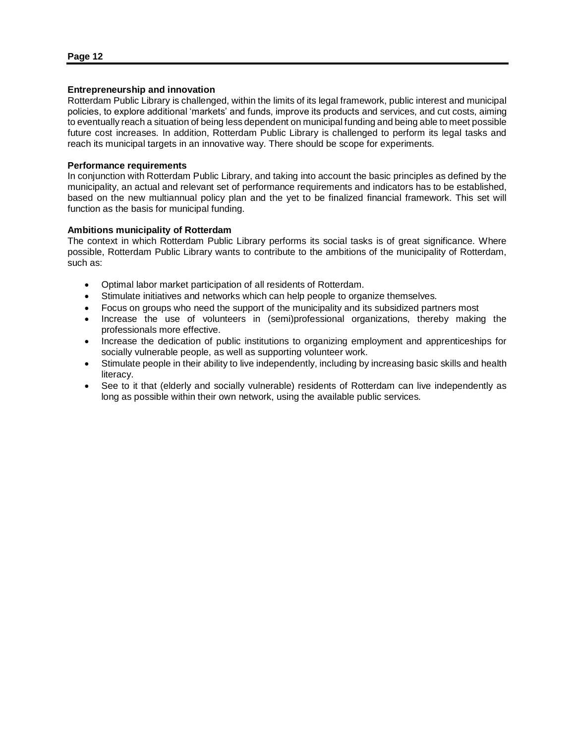**Entrepreneurship and innovation**

Rotterdam Public Library is challenged, within the limits of its legal framework, public interest and municipal policies, to explore additional 'markets' and funds, improve its products and services, and cut costs, aiming to eventually reach a situation of being less dependent on municipal funding and being able to meet possible future cost increases. In addition, Rotterdam Public Library is challenged to perform its legal tasks and reach its municipal targets in an innovative way. There should be scope for experiments.

**Performance requirements**

In conjunction with Rotterdam Public Library, and taking into account the basic principles as defined by the municipality, an actual and relevant set of performance requirements and indicators has to be established, based on the new multiannual policy plan and the yet to be finalized financial framework. This set will function as the basis for municipal funding.

**Ambitions municipality of Rotterdam**

The context in which Rotterdam Public Library performs its social tasks is of great significance. Where possible, Rotterdam Public Library wants to contribute to the ambitions of the municipality of Rotterdam, such as:

- Optimal labor market participation of all residents of Rotterdam.
- Stimulate initiatives and networks which can help people to organize themselves.
- Focus on groups who need the support of the municipality and its subsidized partners most
- Increase the use of volunteers in (semi)professional organizations, thereby making the professionals more effective.
- Increase the dedication of public institutions to organizing employment and apprenticeships for socially vulnerable people, as well as supporting volunteer work.
- Stimulate people in their ability to live independently, including by increasing basic skills and health literacy.
- See to it that (elderly and socially vulnerable) residents of Rotterdam can live independently as long as possible within their own network, using the available public services.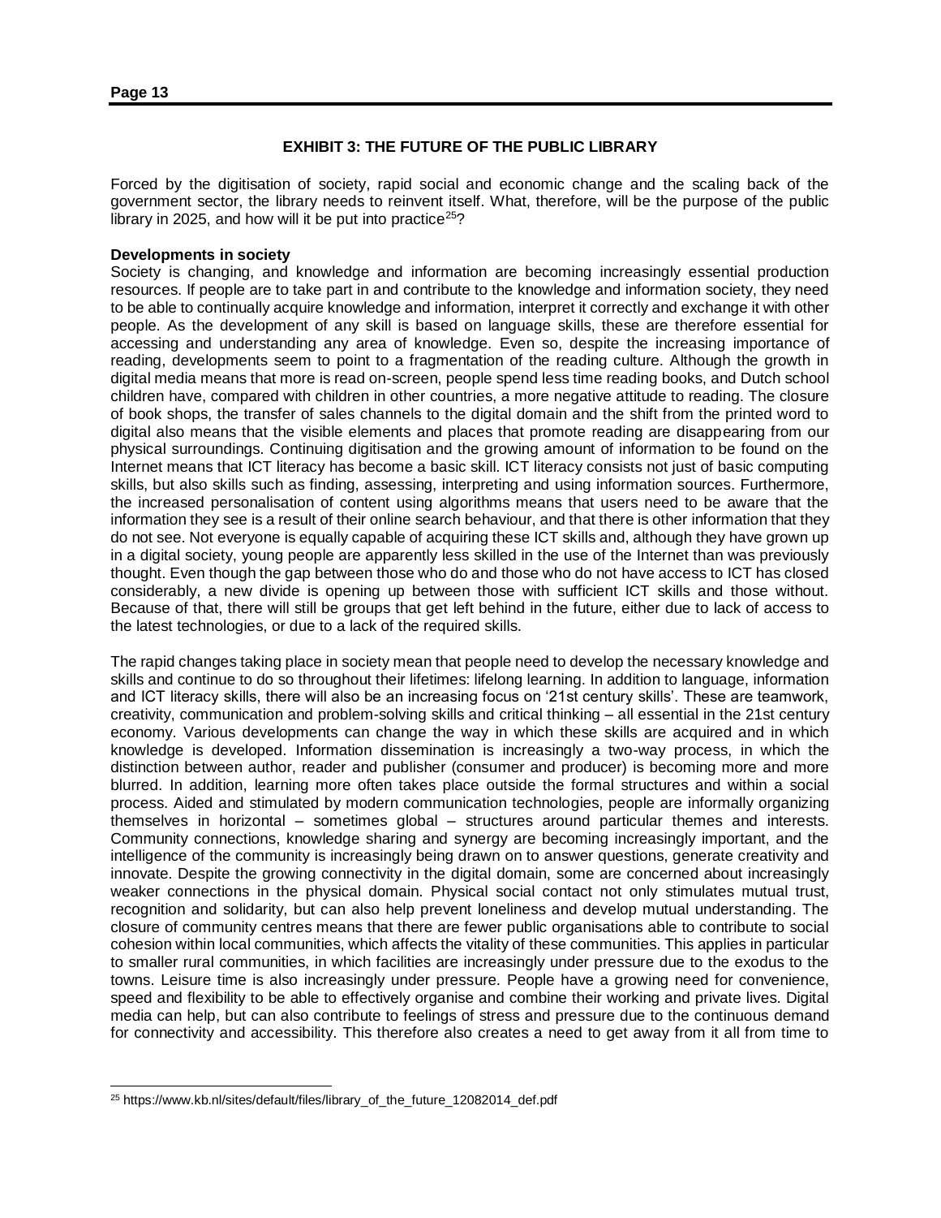## EXHIBIT 3: THE FUTURE OF THE PUBLIC LIBRARY

Forced by the digitisation of society, rapid social and economic change and the scaling back of the government sector, the library needs to reinvent itself. What, therefore, will be the purpose of the public library in 2025, and how will it be put into practice[25]?

**Developments in society**

Society is changing, and knowledge and information are becoming increasingly essential production resources. If people are to take part in and contribute to the knowledge and information society, they need to be able to continually acquire knowledge and information, interpret it correctly and exchange it with other people. As the development of any skill is based on language skills, these are therefore essential for accessing and understanding any area of knowledge. Even so, despite the increasing importance of reading, developments seem to point to a fragmentation of the reading culture. Although the growth in digital media means that more is read on-screen, people spend less time reading books, and Dutch school children have, compared with children in other countries, a more negative attitude to reading. The closure of book shops, the transfer of sales channels to the digital domain and the shift from the printed word to digital also means that the visible elements and places that promote reading are disappearing from our physical surroundings. Continuing digitisation and the growing amount of information to be found on the Internet means that ICT literacy has become a basic skill. ICT literacy consists not just of basic computing skills, but also skills such as finding, assessing, interpreting and using information sources. Furthermore, the increased personalisation of content using algorithms means that users need to be aware that the information they see is a result of their online search behaviour, and that there is other information that they do not see. Not everyone is equally capable of acquiring these ICT skills and, although they have grown up in a digital society, young people are apparently less skilled in the use of the Internet than was previously thought. Even though the gap between those who do and those who do not have access to ICT has closed considerably, a new divide is opening up between those with sufficient ICT skills and those without. Because of that, there will still be groups that get left behind in the future, either due to lack of access to the latest technologies, or due to a lack of the required skills.

The rapid changes taking place in society mean that people need to develop the necessary knowledge and skills and continue to do so throughout their lifetimes: lifelong learning. In addition to language, information and ICT literacy skills, there will also be an increasing focus on '21st century skills'. These are teamwork, creativity, communication and problem-solving skills and critical thinking – all essential in the 21st century economy. Various developments can change the way in which these skills are acquired and in which knowledge is developed. Information dissemination is increasingly a two-way process, in which the distinction between author, reader and publisher (consumer and producer) is becoming more and more blurred. In addition, learning more often takes place outside the formal structures and within a social process. Aided and stimulated by modern communication technologies, people are informally organizing themselves in horizontal – sometimes global – structures around particular themes and interests. Community connections, knowledge sharing and synergy are becoming increasingly important, and the intelligence of the community is increasingly being drawn on to answer questions, generate creativity and innovate. Despite the growing connectivity in the digital domain, some are concerned about increasingly weaker connections in the physical domain. Physical social contact not only stimulates mutual trust, recognition and solidarity, but can also help prevent loneliness and develop mutual understanding. The closure of community centres means that there are fewer public organisations able to contribute to social cohesion within local communities, which affects the vitality of these communities. This applies in particular to smaller rural communities, in which facilities are increasingly under pressure due to the exodus to the towns. Leisure time is also increasingly under pressure. People have a growing need for convenience, speed and flexibility to be able to effectively organise and combine their working and private lives. Digital media can help, but can also contribute to feelings of stress and pressure due to the continuous demand for connectivity and accessibility. This therefore also creates a need to get away from it all from time to

---

[25] https://www.kb.nl/sites/default/files/library_of_the_future_12082014_def.pdf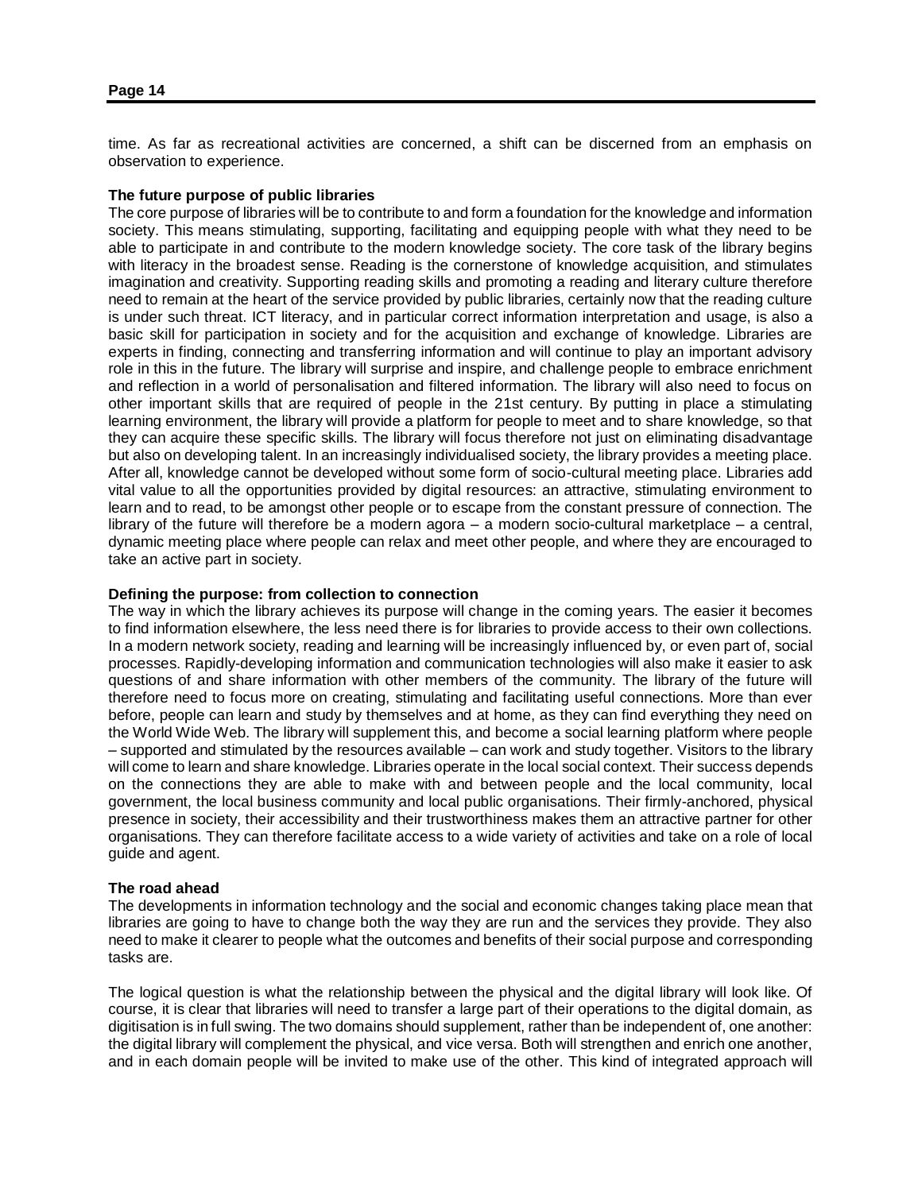time. As far as recreational activities are concerned, a shift can be discerned from an emphasis on observation to experience.

**The future purpose of public libraries**

The core purpose of libraries will be to contribute to and form a foundation for the knowledge and information society. This means stimulating, supporting, facilitating and equipping people with what they need to be able to participate in and contribute to the modern knowledge society. The core task of the library begins with literacy in the broadest sense. Reading is the cornerstone of knowledge acquisition, and stimulates imagination and creativity. Supporting reading skills and promoting a reading and literary culture therefore need to remain at the heart of the service provided by public libraries, certainly now that the reading culture is under such threat. ICT literacy, and in particular correct information interpretation and usage, is also a basic skill for participation in society and for the acquisition and exchange of knowledge. Libraries are experts in finding, connecting and transferring information and will continue to play an important advisory role in this in the future. The library will surprise and inspire, and challenge people to embrace enrichment and reflection in a world of personalisation and filtered information. The library will also need to focus on other important skills that are required of people in the 21st century. By putting in place a stimulating learning environment, the library will provide a platform for people to meet and to share knowledge, so that they can acquire these specific skills. The library will focus therefore not just on eliminating disadvantage but also on developing talent. In an increasingly individualised society, the library provides a meeting place. After all, knowledge cannot be developed without some form of socio-cultural meeting place. Libraries add vital value to all the opportunities provided by digital resources: an attractive, stimulating environment to learn and to read, to be amongst other people or to escape from the constant pressure of connection. The library of the future will therefore be a modern agora – a modern socio-cultural marketplace – a central, dynamic meeting place where people can relax and meet other people, and where they are encouraged to take an active part in society.

**Defining the purpose: from collection to connection**

The way in which the library achieves its purpose will change in the coming years. The easier it becomes to find information elsewhere, the less need there is for libraries to provide access to their own collections. In a modern network society, reading and learning will be increasingly influenced by, or even part of, social processes. Rapidly-developing information and communication technologies will also make it easier to ask questions of and share information with other members of the community. The library of the future will therefore need to focus more on creating, stimulating and facilitating useful connections. More than ever before, people can learn and study by themselves and at home, as they can find everything they need on the World Wide Web. The library will supplement this, and become a social learning platform where people – supported and stimulated by the resources available – can work and study together. Visitors to the library will come to learn and share knowledge. Libraries operate in the local social context. Their success depends on the connections they are able to make with and between people and the local community, local government, the local business community and local public organisations. Their firmly-anchored, physical presence in society, their accessibility and their trustworthiness makes them an attractive partner for other organisations. They can therefore facilitate access to a wide variety of activities and take on a role of local guide and agent.

**The road ahead**

The developments in information technology and the social and economic changes taking place mean that libraries are going to have to change both the way they are run and the services they provide. They also need to make it clearer to people what the outcomes and benefits of their social purpose and corresponding tasks are.

The logical question is what the relationship between the physical and the digital library will look like. Of course, it is clear that libraries will need to transfer a large part of their operations to the digital domain, as digitisation is in full swing. The two domains should supplement, rather than be independent of, one another: the digital library will complement the physical, and vice versa. Both will strengthen and enrich one another, and in each domain people will be invited to make use of the other. This kind of integrated approach will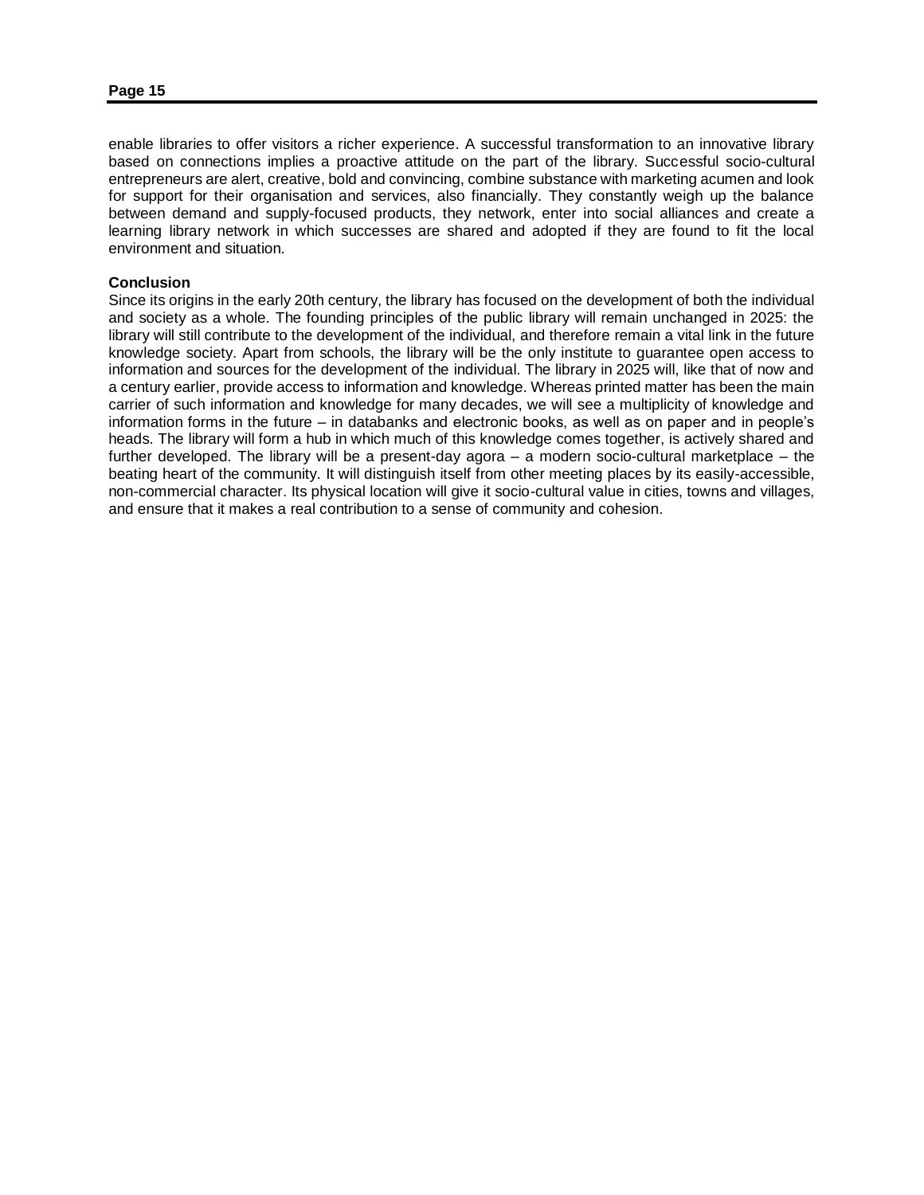enable libraries to offer visitors a richer experience. A successful transformation to an innovative library based on connections implies a proactive attitude on the part of the library. Successful socio-cultural entrepreneurs are alert, creative, bold and convincing, combine substance with marketing acumen and look for support for their organisation and services, also financially. They constantly weigh up the balance between demand and supply-focused products, they network, enter into social alliances and create a learning library network in which successes are shared and adopted if they are found to fit the local environment and situation.

**Conclusion**

Since its origins in the early 20th century, the library has focused on the development of both the individual and society as a whole. The founding principles of the public library will remain unchanged in 2025: the library will still contribute to the development of the individual, and therefore remain a vital link in the future knowledge society. Apart from schools, the library will be the only institute to guarantee open access to information and sources for the development of the individual. The library in 2025 will, like that of now and a century earlier, provide access to information and knowledge. Whereas printed matter has been the main carrier of such information and knowledge for many decades, we will see a multiplicity of knowledge and information forms in the future – in databanks and electronic books, as well as on paper and in people's heads. The library will form a hub in which much of this knowledge comes together, is actively shared and further developed. The library will be a present-day agora – a modern socio-cultural marketplace – the beating heart of the community. It will distinguish itself from other meeting places by its easily-accessible, non-commercial character. Its physical location will give it socio-cultural value in cities, towns and villages, and ensure that it makes a real contribution to a sense of community and cohesion.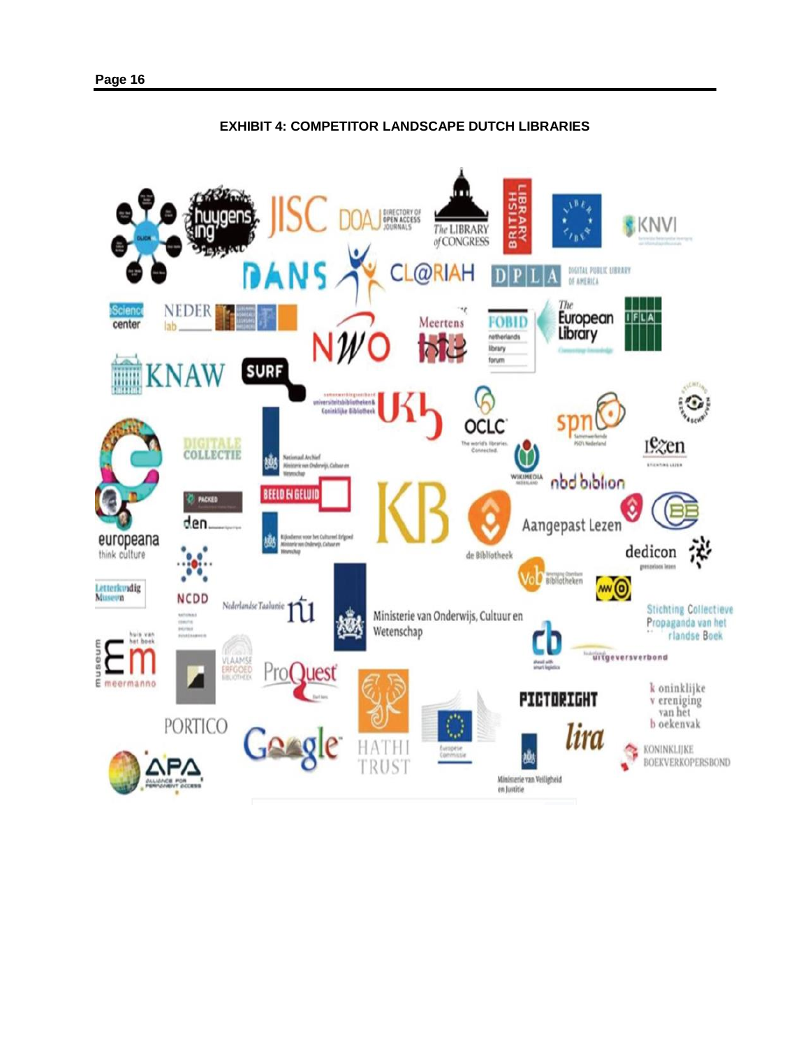**EXHIBIT 4: COMPETITOR LANDSCAPE DUTCH LIBRARIES**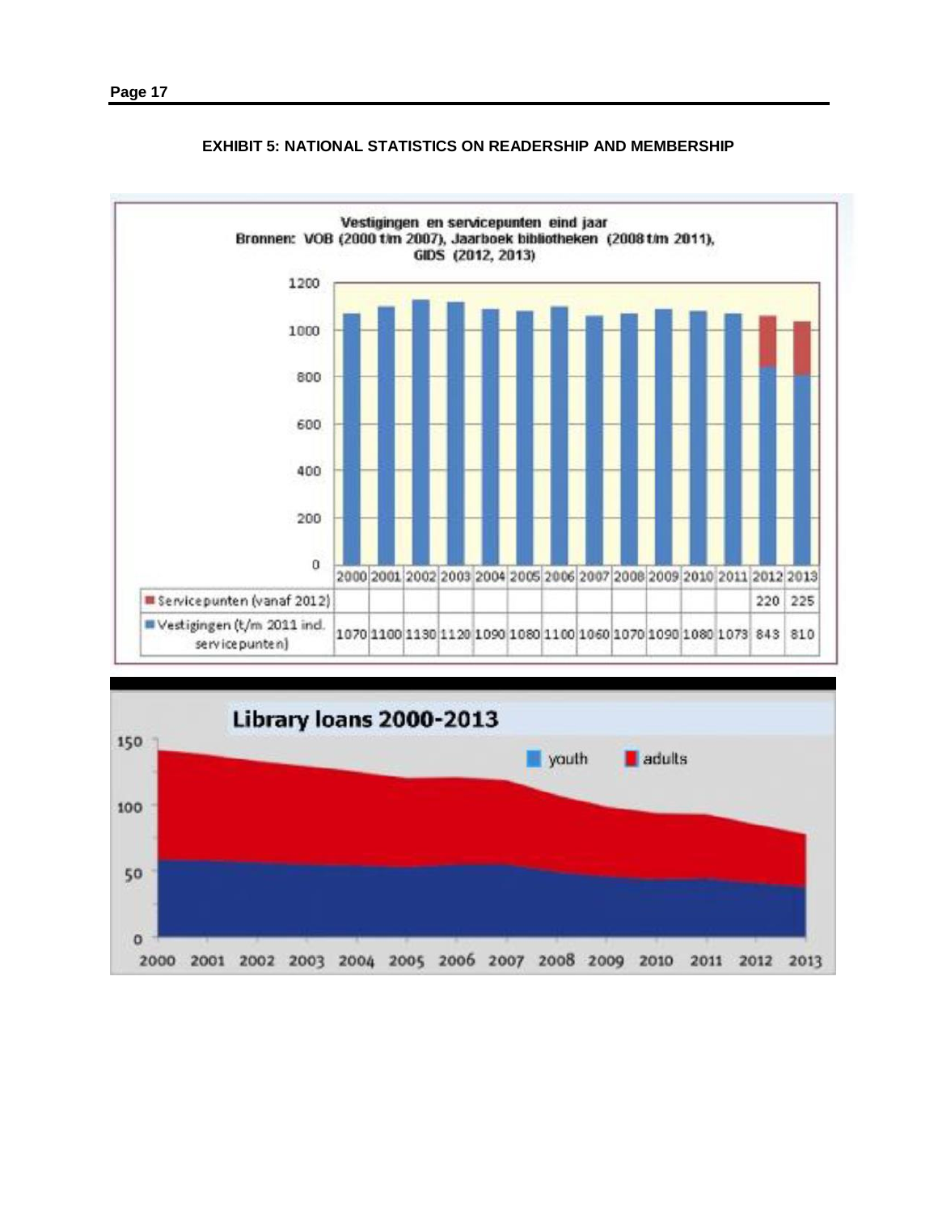## EXHIBIT 5: NATIONAL STATISTICS ON READERSHIP AND MEMBERSHIP

**Vestigingen en servicepunten eind jaar**
Bronnen: VOB (2000 t/m 2007), Jaarboek bibliotheken (2008 t/m 2011), GIDS (2012, 2013)

| | 2000 | 2001 | 2002 | 2003 | 2004 | 2005 | 2006 | 2007 | 2008 | 2009 | 2010 | 2011 | 2012 | 2013 |
|---|---|---|---|---|---|---|---|---|---|---|---|---|---|---|
| Servicepunten (vanaf 2012) | | | | | | | | | | | | | 220 | 225 |
| Vestigingen (t/m 2011 incl. servicepunten) | 1070 | 1100 | 1130 | 1120 | 1090 | 1080 | 1100 | 1060 | 1070 | 1090 | 1080 | 1073 | 843 | 810 |

**Library loans 2000-2013**

youth, adults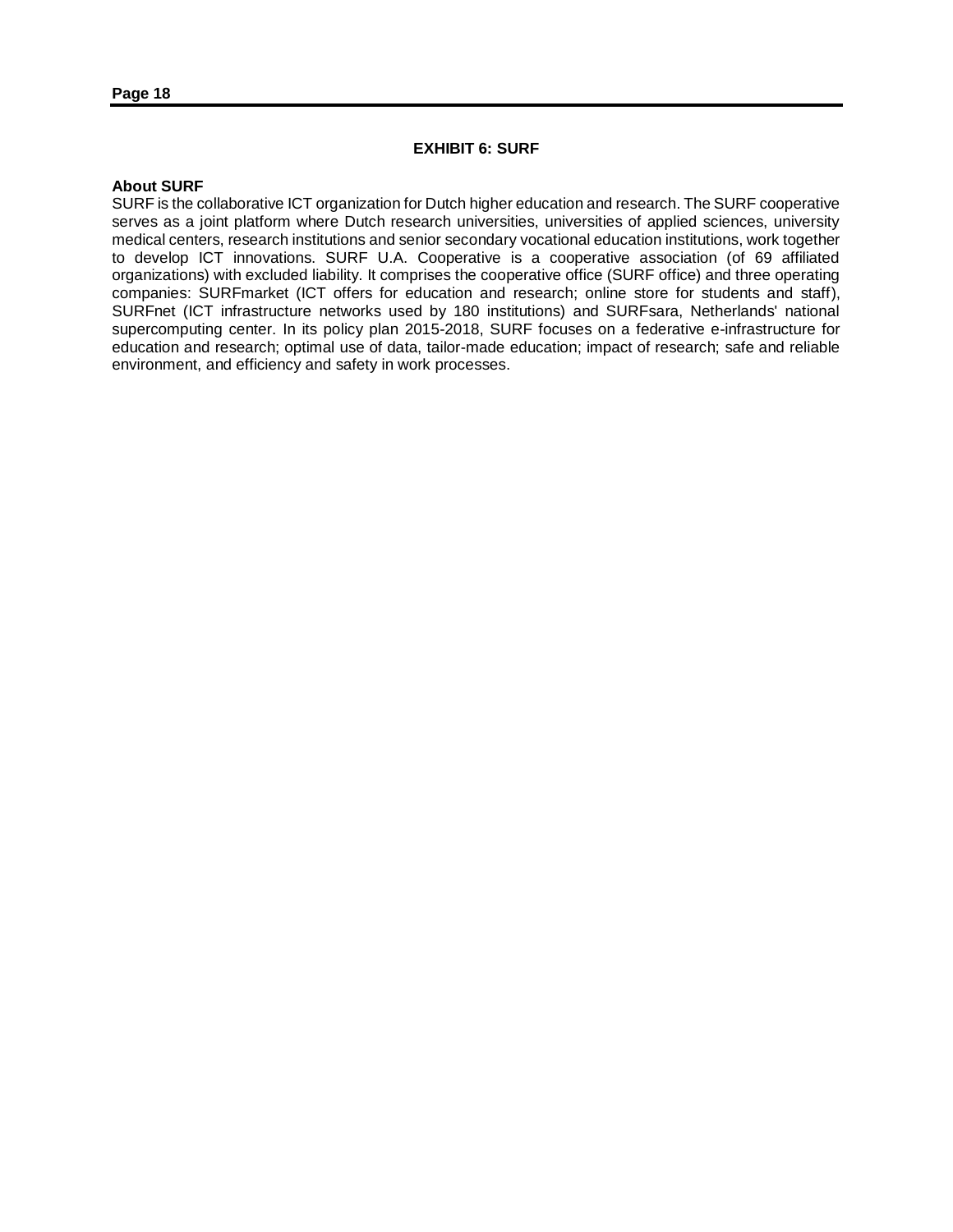**EXHIBIT 6: SURF**

**About SURF**

SURF is the collaborative ICT organization for Dutch higher education and research. The SURF cooperative serves as a joint platform where Dutch research universities, universities of applied sciences, university medical centers, research institutions and senior secondary vocational education institutions, work together to develop ICT innovations. SURF U.A. Cooperative is a cooperative association (of 69 affiliated organizations) with excluded liability. It comprises the cooperative office (SURF office) and three operating companies: SURFmarket (ICT offers for education and research; online store for students and staff), SURFnet (ICT infrastructure networks used by 180 institutions) and SURFsara, Netherlands' national supercomputing center. In its policy plan 2015-2018, SURF focuses on a federative e-infrastructure for education and research; optimal use of data, tailor-made education; impact of research; safe and reliable environment, and efficiency and safety in work processes.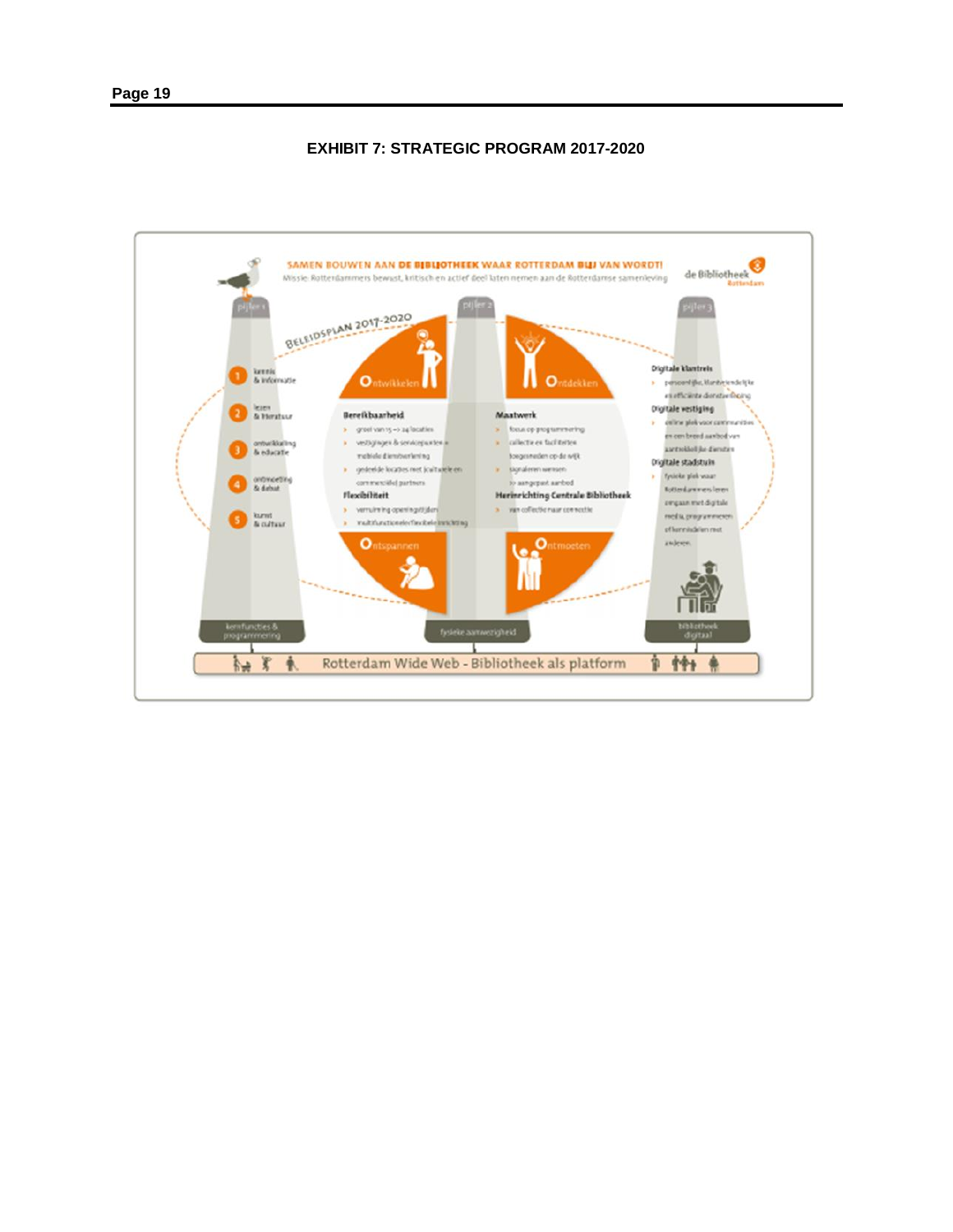**EXHIBIT 7: STRATEGIC PROGRAM 2017-2020**

SAMEN BOUWEN AAN DE BIBLIOTHEEK WAAR ROTTERDAM BLIJ VAN WORDT!

Missie: Rotterdammers bewust, kritisch en actief deel laten nemen aan de Rotterdamse samenleving

de Bibliotheek Rotterdam

BELEIDSPLAN 2017-2020

**pijler 1**

1. kennis & informatie
2. lezen & literatuur
3. ontwikkeling & educatie
4. ontmoeting & debat
5. kunst & cultuur

kernfuncties & programmering

**pijler 2**

Ontwikkelen

Ontdekken

**Bereikbaarheid**

- groei van 15 → 24 locaties
- vestigingen & servicepunten + mobiele dienstverlening
- gedeelde locaties met (culturele en commerciële) partners

**Flexibiliteit**

- verruiming openingstijden
- multifunctionele/flexibele inrichting

**Maatwerk**

- focus op programmering
- collectie en faciliteiten toegesneden op de wijk
- signaleren wensen → aangepast aanbod

**Herinrichting Centrale Bibliotheek**

- van collectie naar connectie

Ontspannen

Ontmoeten

fysieke aanwezigheid

**pijler 3**

**Digitale klantreis**

- persoonlijke, klantvriendelijke en efficiënte dienstverlening

**Digitale vestiging**

- online plek voor communities en een breed aanbod van aantrekkelijke diensten

**Digitale stadstuin**

- fysieke plek waar Rotterdammers leren omgaan met digitale media, programmeren of kennisdelen met anderen

bibliotheek digitaal

Rotterdam Wide Web - Bibliotheek als platform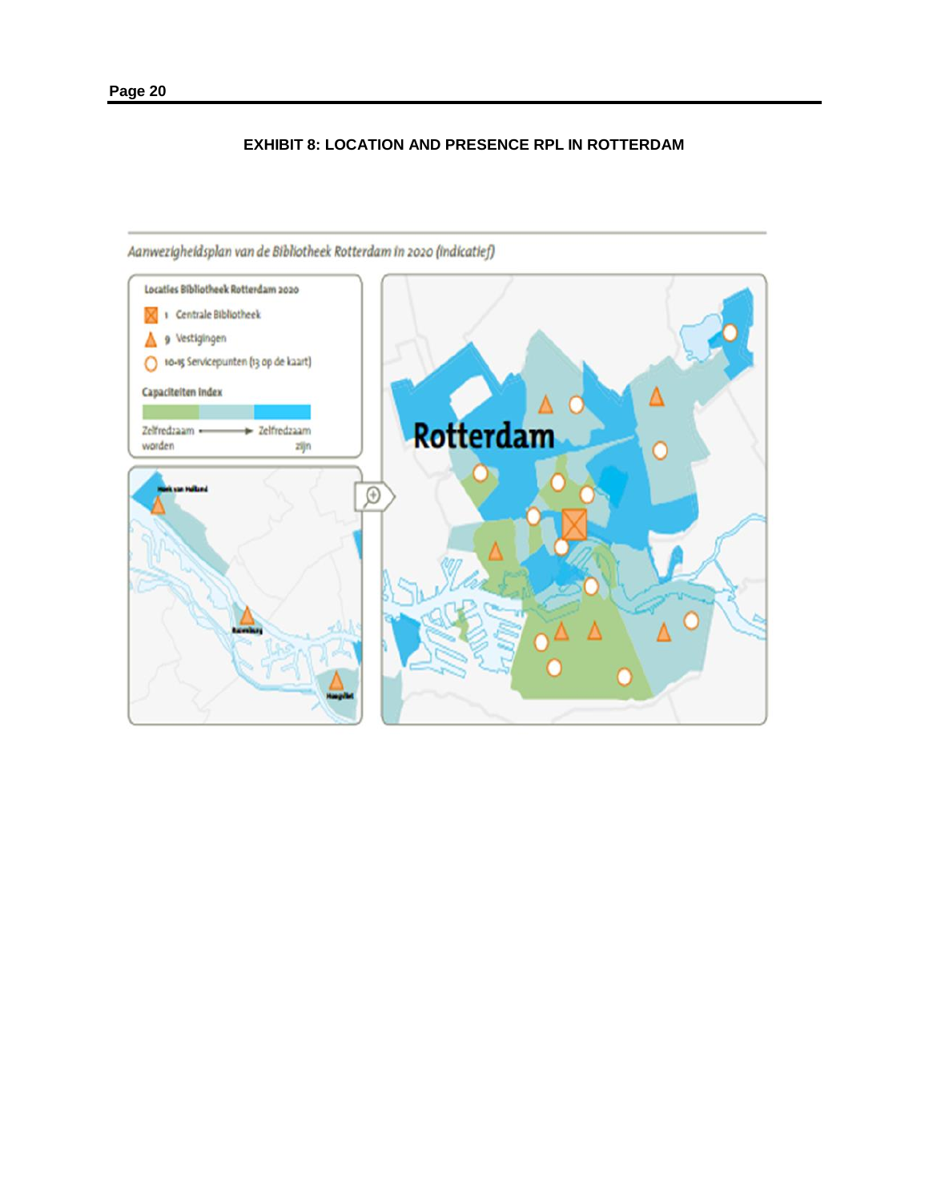**EXHIBIT 8: LOCATION AND PRESENCE RPL IN ROTTERDAM**

*Aanwezigheidsplan van de Bibliotheek Rotterdam in 2020 (indicatief)*

**Locaties Bibliotheek Rotterdam 2020**

- 1 Centrale Bibliotheek
- 9 Vestigingen
- 10-15 Servicepunten (13 op de kaart)

**Capaciteiten index**

Zelfredzaam worden → Zelfredzaam zijn

Hoek van Holland

Rozenburg

Hoogvliet

Rotterdam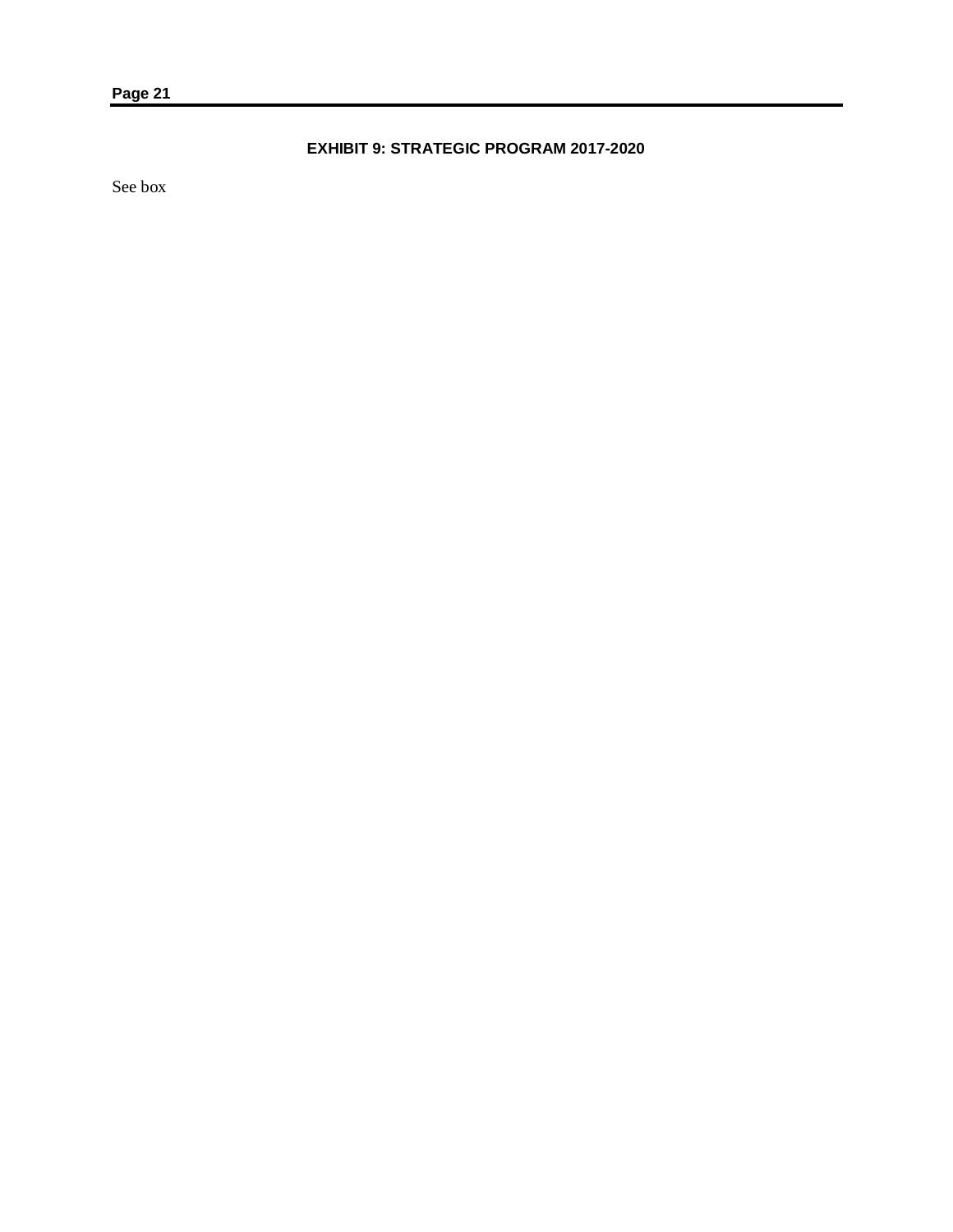## EXHIBIT 9: STRATEGIC PROGRAM 2017-2020

See box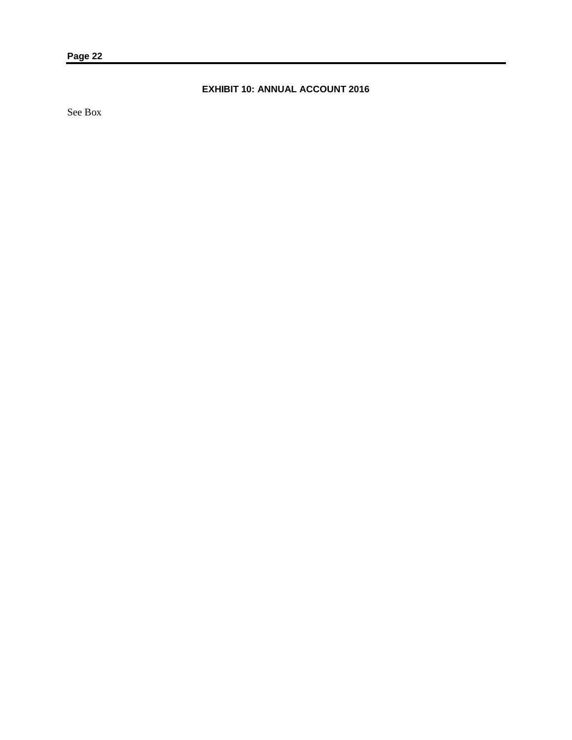### EXHIBIT 10: ANNUAL ACCOUNT 2016

See Box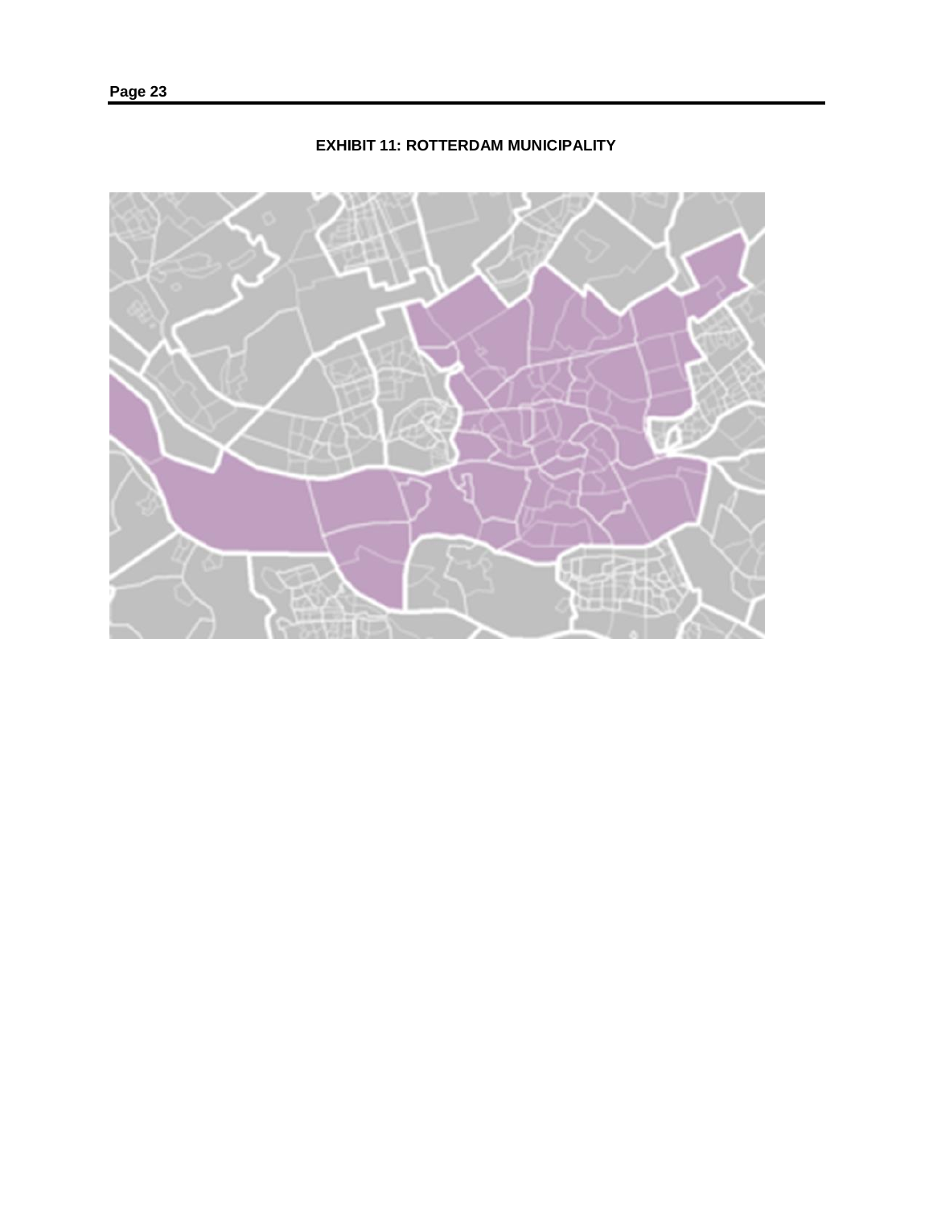**EXHIBIT 11: ROTTERDAM MUNICIPALITY**